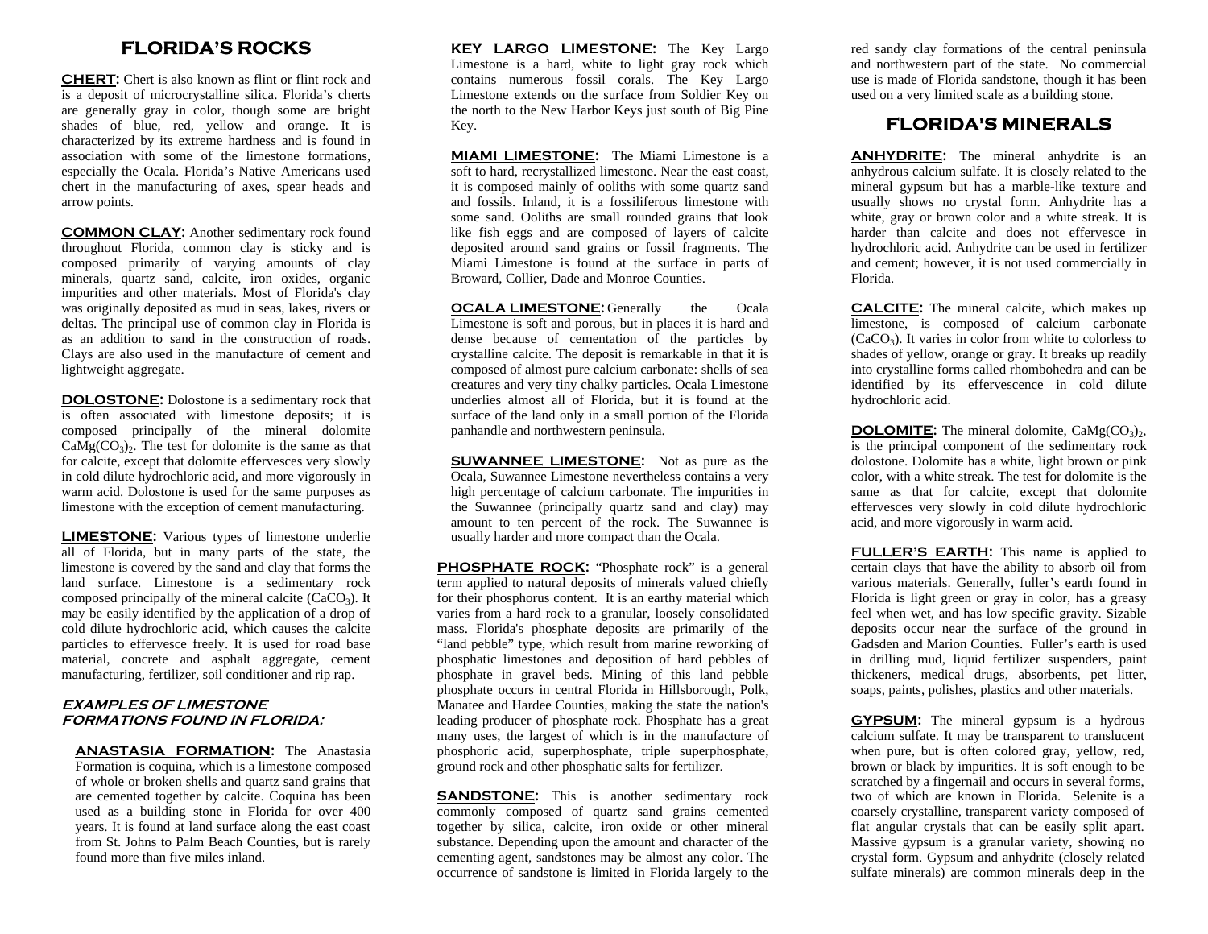# FLORIDA'S ROCKS

**CHERT:** Chert is also known as flint or flint rock and is a deposit of microcrystalline silica. Florida's cherts are generally gray in color, though some are bright shades of blue, red, yellow and orange. It is characterized by its extreme hardness and is found in association with some of the limestone formations, especially the Ocala. Florida's Native Americans used chert in the manufacturing of axes, spear heads and arrow points.

**COMMON CLAY:** Another sedimentary rock found throughout Florida, common clay is sticky and is composed primarily of varying amounts of clay minerals, quartz sand, calcite, iron oxides, organic impurities and other materials. Most of Florida's clay was originally deposited as mud in seas, lakes, rivers or deltas. The principal use of common clay in Florida is as an addition to sand in the construction of roads. Clays are also used in the manufacture of cement and lightweight aggregate.

**DOLOSTONE:** Dolostone is a sedimentary rock that is often associated with limestone deposits; it is composed principally of the mineral dolomite $CaMg(CO_3)_2$. The test for dolomite is the same as that for calcite, except that dolomite effervesces very slowly in cold dilute hydrochloric acid, and more vigorously in warm acid. Dolostone is used for the same purposes as limestone with the exception of cement manufacturing.

**LIMESTONE:** Various types of limestone underlie all of Florida, but in many parts of the state, the limestone is covered by the sand and clay that forms the land surface. Limestone is a sedimentary rock composed principally of the mineral calcite ($CaCO_3$). It may be easily identified by the application of a drop of cold dilute hydrochloric acid, which causes the calcite particles to effervesce freely. It is used for road base material, concrete and asphalt aggregate, cement manufacturing, fertilizer, soil conditioner and rip rap.

### *EXAMPLES OF LIMESTONE FORMATIONS FOUND IN FLORIDA:*

**ANASTASIA FORMATION:** The Anastasia Formation is coquina, which is a limestone composed of whole or broken shells and quartz sand grains that are cemented together by calcite. Coquina has been used as a building stone in Florida for over 400 years. It is found at land surface along the east coast from St. Johns to Palm Beach Counties, but is rarely found more than five miles inland.

**KEY LARGO LIMESTONE:** The Key Largo Limestone is a hard, white to light gray rock which contains numerous fossil corals. The Key Largo Limestone extends on the surface from Soldier Key on the north to the New Harbor Keys just south of Big Pine Key.

**MIAMI LIMESTONE:** The Miami Limestone is a soft to hard, recrystallized limestone. Near the east coast, it is composed mainly of ooliths with some quartz sand and fossils. Inland, it is a fossiliferous limestone with some sand. Ooliths are small rounded grains that look like fish eggs and are composed of layers of calcite deposited around sand grains or fossil fragments. The Miami Limestone is found at the surface in parts of Broward, Collier, Dade and Monroe Counties.

**OCALA LIMESTONE:** Generally the Ocala Limestone is soft and porous, but in places it is hard and dense because of cementation of the particles by crystalline calcite. The deposit is remarkable in that it is composed of almost pure calcium carbonate: shells of sea creatures and very tiny chalky particles. Ocala Limestone underlies almost all of Florida, but it is found at the surface of the land only in a small portion of the Florida panhandle and northwestern peninsula.

**SUWANNEE LIMESTONE:** Not as pure as the Ocala, Suwannee Limestone nevertheless contains a very high percentage of calcium carbonate. The impurities in the Suwannee (principally quartz sand and clay) may amount to ten percent of the rock. The Suwannee is usually harder and more compact than the Ocala.

**PHOSPHATE ROCK:** "Phosphate rock" is a general term applied to natural deposits of minerals valued chiefly for their phosphorus content. It is an earthy material which varies from a hard rock to a granular, loosely consolidated mass. Florida's phosphate deposits are primarily of the "land pebble" type, which result from marine reworking of phosphatic limestones and deposition of hard pebbles of phosphate in gravel beds. Mining of this land pebble phosphate occurs in central Florida in Hillsborough, Polk, Manatee and Hardee Counties, making the state the nation's leading producer of phosphate rock. Phosphate has a great many uses, the largest of which is in the manufacture of phosphoric acid, superphosphate, triple superphosphate, ground rock and other phosphatic salts for fertilizer.

**SANDSTONE:** This is another sedimentary rock commonly composed of quartz sand grains cemented together by silica, calcite, iron oxide or other mineral substance. Depending upon the amount and character of the cementing agent, sandstones may be almost any color. The occurrence of sandstone is limited in Florida largely to the red sandy clay formations of the central peninsula and northwestern part of the state. No commercial use is made of Florida sandstone, though it has been used on a very limited scale as a building stone.

# FLORIDA'S MINERALS

**ANHYDRITE:** The mineral anhydrite is an anhydrous calcium sulfate. It is closely related to the mineral gypsum but has a marble-like texture and usually shows no crystal form. Anhydrite has a white, gray or brown color and a white streak. It is harder than calcite and does not effervesce in hydrochloric acid. Anhydrite can be used in fertilizer and cement; however, it is not used commercially in Florida.

**CALCITE:** The mineral calcite, which makes up limestone, is composed of calcium carbonate ($CaCO_3$). It varies in color from white to colorless to shades of yellow, orange or gray. It breaks up readily into crystalline forms called rhombohedra and can be identified by its effervescence in cold dilute hydrochloric acid.

**DOLOMITE:** The mineral dolomite, $CaMg(CO_3)_2$, is the principal component of the sedimentary rock dolostone. Dolomite has a white, light brown or pink color, with a white streak. The test for dolomite is the same as that for calcite, except that dolomite effervesces very slowly in cold dilute hydrochloric acid, and more vigorously in warm acid.

**FULLER'S EARTH:** This name is applied to certain clays that have the ability to absorb oil from various materials. Generally, fuller's earth found in Florida is light green or gray in color, has a greasy feel when wet, and has low specific gravity. Sizable deposits occur near the surface of the ground in Gadsden and Marion Counties. Fuller's earth is used in drilling mud, liquid fertilizer suspenders, paint thickeners, medical drugs, absorbents, pet litter, soaps, paints, polishes, plastics and other materials.

**GYPSUM:** The mineral gypsum is a hydrous calcium sulfate. It may be transparent to translucent when pure, but is often colored gray, yellow, red, brown or black by impurities. It is soft enough to be scratched by a fingernail and occurs in several forms, two of which are known in Florida. Selenite is a coarsely crystalline, transparent variety composed of flat angular crystals that can be easily split apart. Massive gypsum is a granular variety, showing no crystal form. Gypsum and anhydrite (closely related sulfate minerals) are common minerals deep in the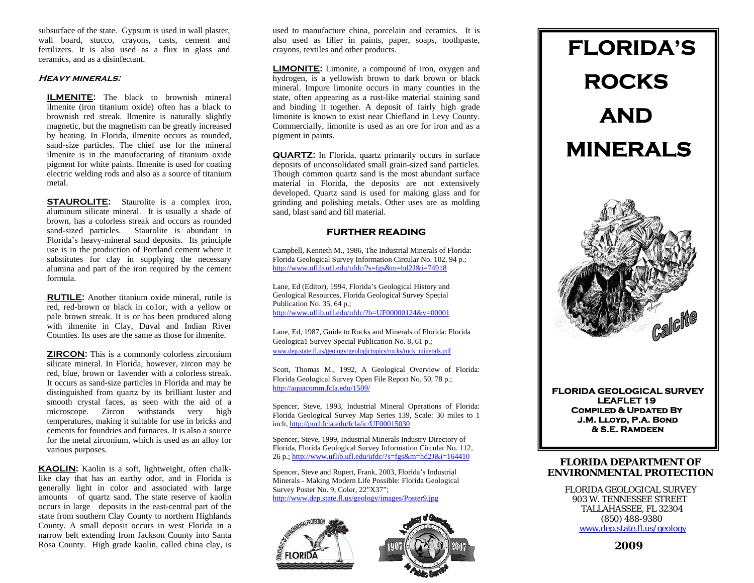subsurface of the state. Gypsum is used in wall plaster, wall board, stucco, crayons, casts, cement and fertilizers. It is also used as a flux in glass and ceramics, and as a disinfectant.

### *Heavy minerals:*

**ILMENITE:** The black to brownish mineral ilmenite (iron titanium oxide) often has a black to brownish red streak. Ilmenite is naturally slightly magnetic, but the magnetism can be greatly increased by heating. In Florida, ilmenite occurs as rounded, sand-size particles. The chief use for the mineral ilmenite is in the manufacturing of titanium oxide pigment for white paints. Ilmenite is used for coating electric welding rods and also as a source of titanium metal.

**STAUROLITE:** Staurolite is a complex iron, aluminum silicate mineral. It is usually a shade of brown, has a colorless streak and occurs as rounded sand-sized particles. Staurolite is abundant in Florida's heavy-mineral sand deposits. Its principle use is in the production of Portland cement where it substitutes for clay in supplying the necessary alumina and part of the iron required by the cement formula.

**RUTILE:** Another titanium oxide mineral, rutile is red, red-brown or black in co1or, with a yellow or pale brown streak. It is or has been produced along with ilmenite in Clay, Duval and Indian River Counties. Its uses are the same as those for ilmenite.

**ZIRCON:** This is a commonly colorless zirconium silicate mineral. In Florida, however, zircon may be red, blue, brown or 1avender with a colorless streak. It occurs as sand-size particles in Florida and may be distinguished from quartz by its brilliant luster and smooth crystal faces, as seen with the aid of a microscope. Zircon withstands very high temperatures, making it suitable for use in bricks and cements for foundries and furnaces. It is also a source for the metal zirconium, which is used as an alloy for various purposes.

**KAOLIN:** Kaolin is a soft, lightweight, often chalk-like clay that has an earthy odor, and in Florida is generally light in color and associated with large amounts of quartz sand. The state reserve of kaolin occurs in large deposits in the east-central part of the state from southern Clay County to northern Highlands County. A small deposit occurs in west Florida in a narrow belt extending from Jackson County into Santa Rosa County. High grade kaolin, called china clay, is used to manufacture china, porcelain and ceramics. It is also used as filler in paints, paper, soaps, toothpaste, crayons, textiles and other products.

**LIMONITE:** Limonite, a compound of iron, oxygen and hydrogen, is a yellowish brown to dark brown or black mineral. Impure limonite occurs in many counties in the state, often appearing as a rust-like material staining sand and binding it together. A deposit of fairly high grade limonite is known to exist near Chiefland in Levy County. Commercially, limonite is used as an ore for iron and as a pigment in paints.

**QUARTZ:** In Florida, quartz primarily occurs in surface deposits of unconsolidated small grain-sized sand particles. Though common quartz sand is the most abundant surface material in Florida, the deposits are not extensively developed. Quartz sand is used for making glass and for grinding and polishing metals. Other uses are as molding sand, blast sand and fill material.

## FURTHER READING

Campbell, Kenneth M., 1986, The Industrial Minerals of Florida: Florida Geological Survey Information Circular No. 102, 94 p.; http://www.uflib.ufl.edu/ufdc/?s=fgs&m=hd2J&i=74918

Lane, Ed (Editor), 1994, Florida's Geological History and Geological Resources, Florida Geological Survey Special Publication No. 35, 64 p.; http://www.uflib.ufl.edu/ufdc/?b=UF00000124&v=00001

Lane, Ed, 1987, Guide to Rocks and Minerals of Florida: Florida Geologica1 Survey Special Publication No. 8, 61 p.; www.dep.state.fl.us/geology/geologictopics/rocks/rock_minerals.pdf

Scott, Thomas M., 1992, A Geological Overview of Florida: Florida Geological Survey Open File Report No. 50, 78 p.; http://aquacomm.fcla.edu/1509/

Spencer, Steve, 1993, Industrial Mineral Operations of Florida: Florida Geological Survey Map Series 139, Scale: 30 miles to 1 inch, http://purl.fcla.edu/fcla/ic/UF00015030

Spencer, Steve, 1999, Industrial Minerals Industry Directory of Florida, Florida Geological Survey Information Circular No. 112, 26 p.; http://www.uflib.ufl.edu/ufdc/?s=fgs&m=hd2J&i=164410

Spencer, Steve and Rupert, Frank, 2003, Florida's Industrial Minerals - Making Modern Life Possible: Florida Geological Survey Poster No. 9, Color, 22"X37"; http://www.dep.state.fl.us/geology/images/Poster9.jpg

# FLORIDA'S ROCKS AND MINERALS

Calcite

**FLORIDA GEOLOGICAL SURVEY**
**LEAFLET 19**
**Compiled & Updated By**
**J.M. Lloyd, P.A. Bond**
**& S.E. Ramdeen**

**FLORIDA DEPARTMENT OF ENVIRONMENTAL PROTECTION**

FLORIDA GEOLOGICAL SURVEY
903 W. TENNESSEE STREET
TALLAHASSEE, FL 32304
(850) 488-9380
www.dep.state.fl.us/geology

**2009**